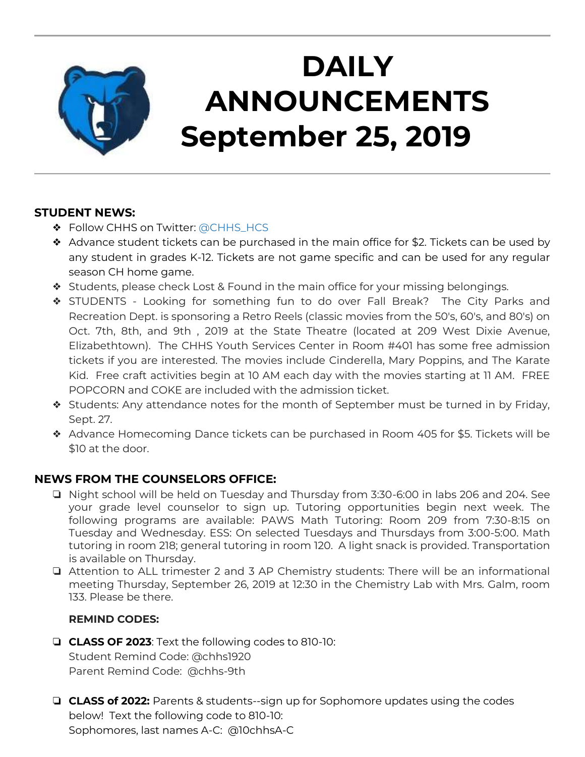# DAILY ANNOUNCEMENTS September 25, 2019

**STUDENT NEWS:**

- Follow CHHS on Twitter: @CHHS_HCS
- Advance student tickets can be purchased in the main office for $2. Tickets can be used by any student in grades K-12. Tickets are not game specific and can be used for any regular season CH home game.
- Students, please check Lost & Found in the main office for your missing belongings.
- STUDENTS - Looking for something fun to do over Fall Break? The City Parks and Recreation Dept. is sponsoring a Retro Reels (classic movies from the 50's, 60's, and 80's) on Oct. 7th, 8th, and 9th , 2019 at the State Theatre (located at 209 West Dixie Avenue, Elizabethtown). The CHHS Youth Services Center in Room #401 has some free admission tickets if you are interested. The movies include Cinderella, Mary Poppins, and The Karate Kid. Free craft activities begin at 10 AM each day with the movies starting at 11 AM. FREE POPCORN and COKE are included with the admission ticket.
- Students: Any attendance notes for the month of September must be turned in by Friday, Sept. 27.
- Advance Homecoming Dance tickets can be purchased in Room 405 for $5. Tickets will be $10 at the door.

**NEWS FROM THE COUNSELORS OFFICE:**

- Night school will be held on Tuesday and Thursday from 3:30-6:00 in labs 206 and 204. See your grade level counselor to sign up. Tutoring opportunities begin next week. The following programs are available: PAWS Math Tutoring: Room 209 from 7:30-8:15 on Tuesday and Wednesday. ESS: On selected Tuesdays and Thursdays from 3:00-5:00. Math tutoring in room 218; general tutoring in room 120. A light snack is provided. Transportation is available on Thursday.
- Attention to ALL trimester 2 and 3 AP Chemistry students: There will be an informational meeting Thursday, September 26, 2019 at 12:30 in the Chemistry Lab with Mrs. Galm, room 133. Please be there.

**REMIND CODES:**

- **CLASS OF 2023**: Text the following codes to 810-10:
  Student Remind Code: @chhs1920
  Parent Remind Code: @chhs-9th

- **CLASS of 2022:** Parents & students--sign up for Sophomore updates using the codes below! Text the following code to 810-10:
  Sophomores, last names A-C: @10chhsA-C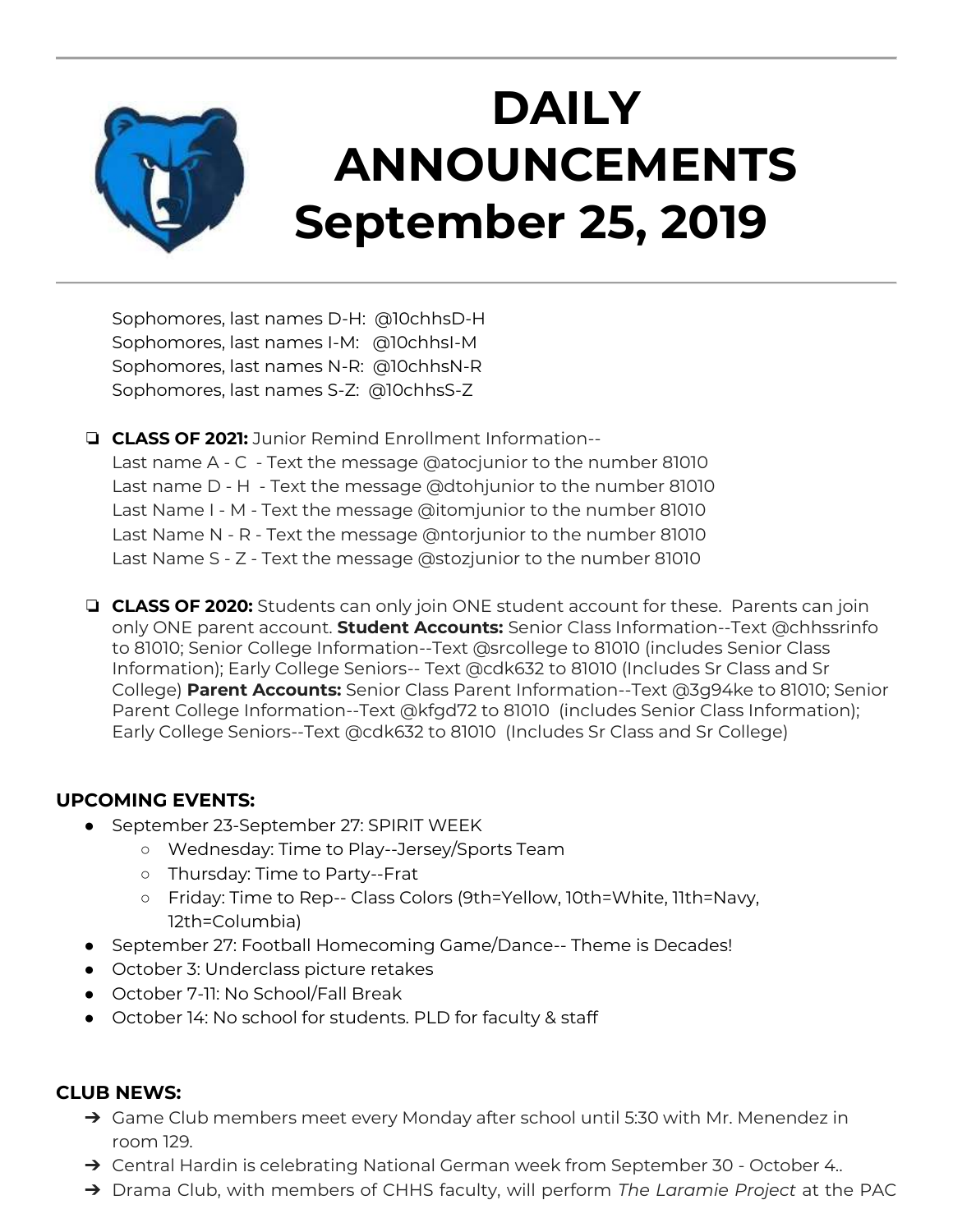# DAILY ANNOUNCEMENTS September 25, 2019

Sophomores, last names D-H: @10chhsD-H
Sophomores, last names I-M: @10chhsI-M
Sophomores, last names N-R: @10chhsN-R
Sophomores, last names S-Z: @10chhsS-Z

- **CLASS OF 2021:** Junior Remind Enrollment Information--
  Last name A - C - Text the message @atocjunior to the number 81010
  Last name D - H - Text the message @dtohjunior to the number 81010
  Last Name I - M - Text the message @itomjunior to the number 81010
  Last Name N - R - Text the message @ntorjunior to the number 81010
  Last Name S - Z - Text the message @stozjunior to the number 81010

- **CLASS OF 2020:** Students can only join ONE student account for these. Parents can join only ONE parent account. **Student Accounts:** Senior Class Information--Text @chhssrinfo to 81010; Senior College Information--Text @srcollege to 81010 (includes Senior Class Information); Early College Seniors-- Text @cdk632 to 81010 (Includes Sr Class and Sr College) **Parent Accounts:** Senior Class Parent Information--Text @3g94ke to 81010; Senior Parent College Information--Text @kfgd72 to 81010 (includes Senior Class Information); Early College Seniors--Text @cdk632 to 81010 (Includes Sr Class and Sr College)

## UPCOMING EVENTS:

- September 23-September 27: SPIRIT WEEK
  - Wednesday: Time to Play--Jersey/Sports Team
  - Thursday: Time to Party--Frat
  - Friday: Time to Rep-- Class Colors (9th=Yellow, 10th=White, 11th=Navy, 12th=Columbia)
- September 27: Football Homecoming Game/Dance-- Theme is Decades!
- October 3: Underclass picture retakes
- October 7-11: No School/Fall Break
- October 14: No school for students. PLD for faculty & staff

## CLUB NEWS:

- Game Club members meet every Monday after school until 5:30 with Mr. Menendez in room 129.
- Central Hardin is celebrating National German week from September 30 - October 4..
- Drama Club, with members of CHHS faculty, will perform *The Laramie Project* at the PAC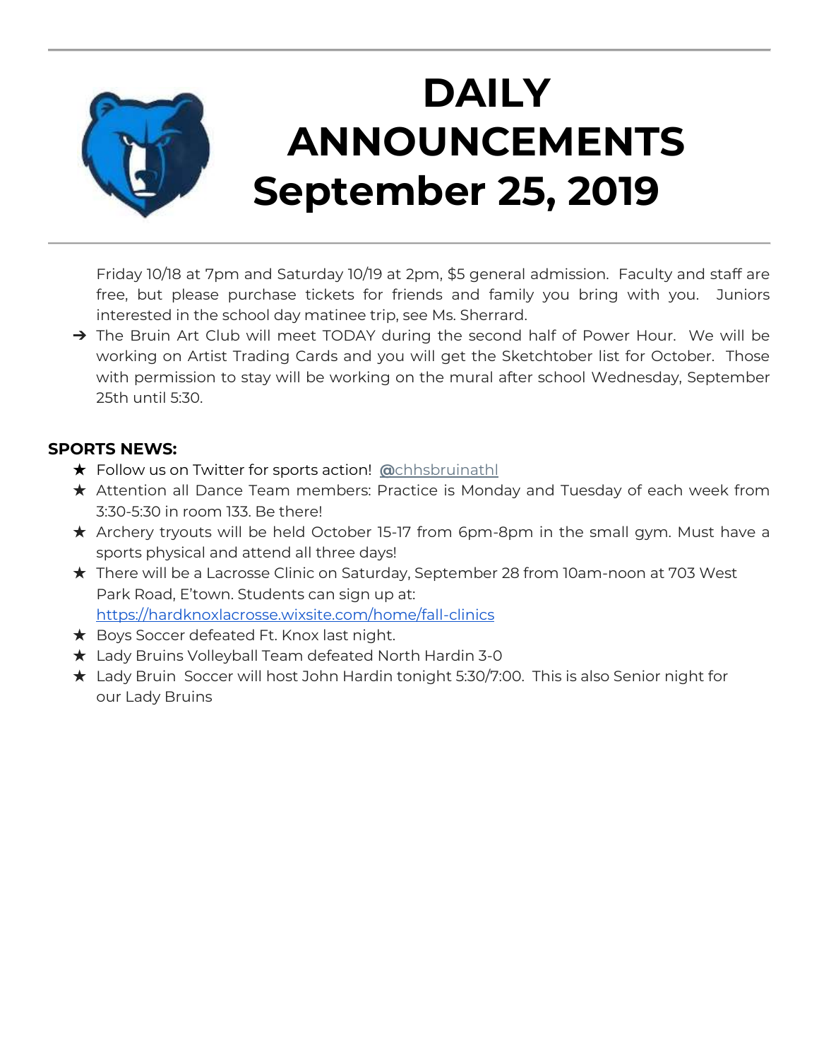# DAILY ANNOUNCEMENTS September 25, 2019

Friday 10/18 at 7pm and Saturday 10/19 at 2pm, $5 general admission. Faculty and staff are free, but please purchase tickets for friends and family you bring with you. Juniors interested in the school day matinee trip, see Ms. Sherrard.

- The Bruin Art Club will meet TODAY during the second half of Power Hour. We will be working on Artist Trading Cards and you will get the Sketchtober list for October. Those with permission to stay will be working on the mural after school Wednesday, September 25th until 5:30.

**SPORTS NEWS:**

- Follow us on Twitter for sports action! @chhsbruinathl
- Attention all Dance Team members: Practice is Monday and Tuesday of each week from 3:30-5:30 in room 133. Be there!
- Archery tryouts will be held October 15-17 from 6pm-8pm in the small gym. Must have a sports physical and attend all three days!
- There will be a Lacrosse Clinic on Saturday, September 28 from 10am-noon at 703 West Park Road, E'town. Students can sign up at: https://hardknoxlacrosse.wixsite.com/home/fall-clinics
- Boys Soccer defeated Ft. Knox last night.
- Lady Bruins Volleyball Team defeated North Hardin 3-0
- Lady Bruin Soccer will host John Hardin tonight 5:30/7:00. This is also Senior night for our Lady Bruins